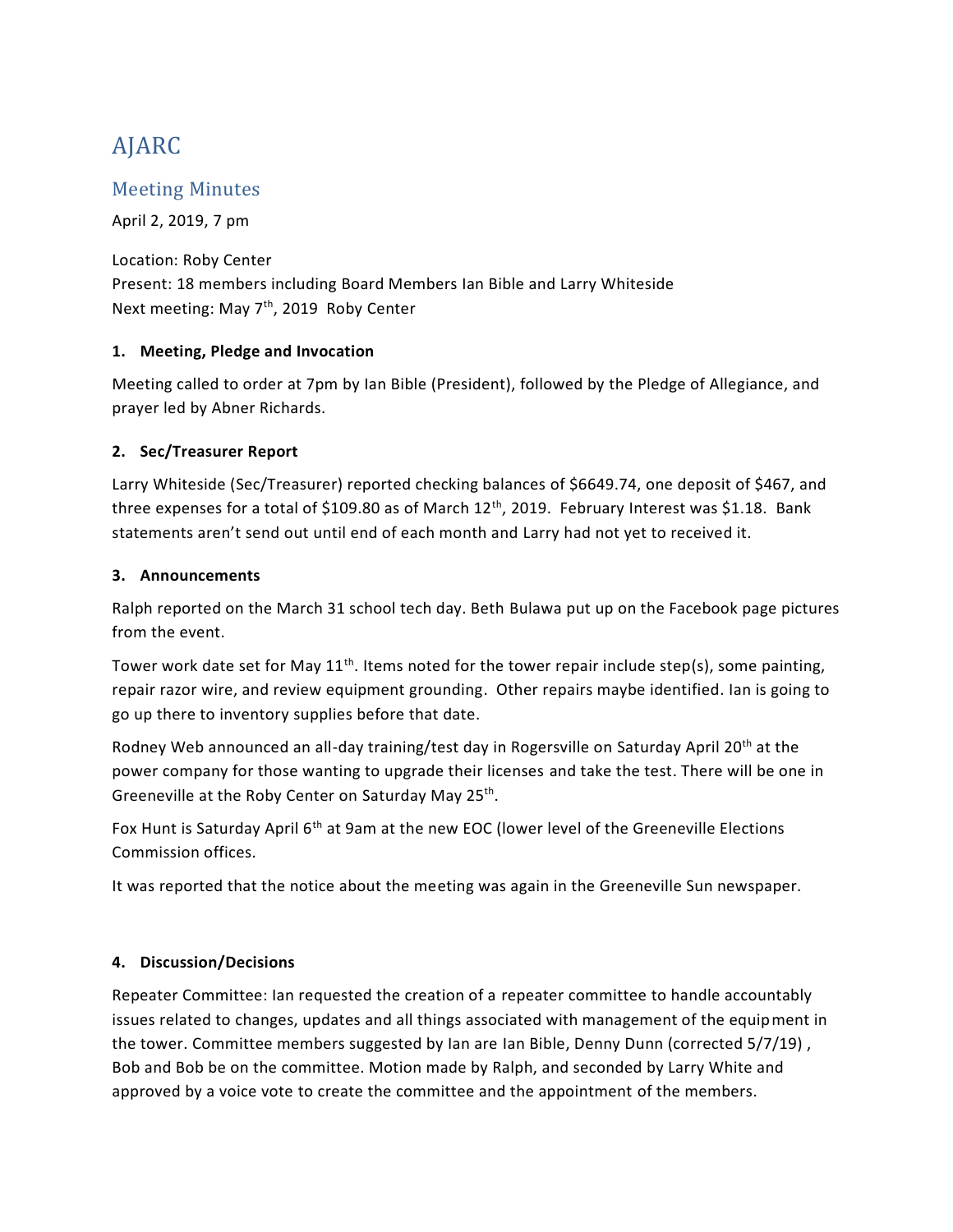# AJARC

## Meeting Minutes

April 2, 2019, 7 pm

Location: Roby Center
Present: 18 members including Board Members Ian Bible and Larry Whiteside
Next meeting: May 7th, 2019 Roby Center

**1. Meeting, Pledge and Invocation**

Meeting called to order at 7pm by Ian Bible (President), followed by the Pledge of Allegiance, and prayer led by Abner Richards.

**2. Sec/Treasurer Report**

Larry Whiteside (Sec/Treasurer) reported checking balances of $6649.74, one deposit of $467, and three expenses for a total of $109.80 as of March 12th, 2019. February Interest was $1.18. Bank statements aren't send out until end of each month and Larry had not yet to received it.

**3. Announcements**

Ralph reported on the March 31 school tech day. Beth Bulawa put up on the Facebook page pictures from the event.

Tower work date set for May 11th. Items noted for the tower repair include step(s), some painting, repair razor wire, and review equipment grounding. Other repairs maybe identified. Ian is going to go up there to inventory supplies before that date.

Rodney Web announced an all-day training/test day in Rogersville on Saturday April 20th at the power company for those wanting to upgrade their licenses and take the test. There will be one in Greeneville at the Roby Center on Saturday May 25th.

Fox Hunt is Saturday April 6th at 9am at the new EOC (lower level of the Greeneville Elections Commission offices.

It was reported that the notice about the meeting was again in the Greeneville Sun newspaper.

**4. Discussion/Decisions**

Repeater Committee: Ian requested the creation of a repeater committee to handle accountably issues related to changes, updates and all things associated with management of the equipment in the tower. Committee members suggested by Ian are Ian Bible, Denny Dunn (corrected 5/7/19) , Bob and Bob be on the committee. Motion made by Ralph, and seconded by Larry White and approved by a voice vote to create the committee and the appointment of the members.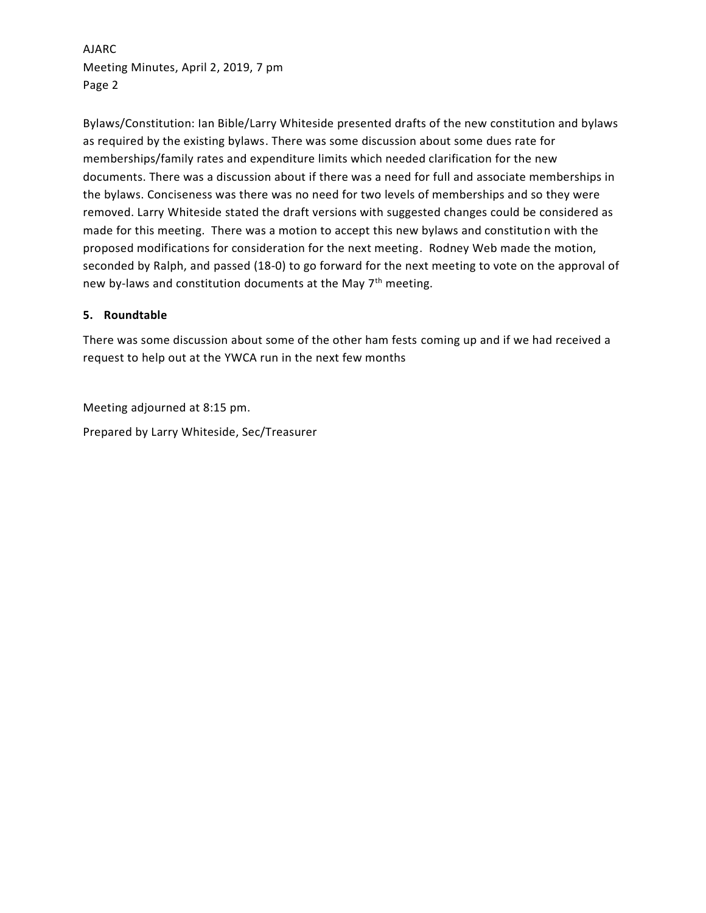Bylaws/Constitution: Ian Bible/Larry Whiteside presented drafts of the new constitution and bylaws as required by the existing bylaws. There was some discussion about some dues rate for memberships/family rates and expenditure limits which needed clarification for the new documents. There was a discussion about if there was a need for full and associate memberships in the bylaws. Conciseness was there was no need for two levels of memberships and so they were removed. Larry Whiteside stated the draft versions with suggested changes could be considered as made for this meeting. There was a motion to accept this new bylaws and constitution with the proposed modifications for consideration for the next meeting. Rodney Web made the motion, seconded by Ralph, and passed (18-0) to go forward for the next meeting to vote on the approval of new by-laws and constitution documents at the May 7th meeting.

**5. Roundtable**

There was some discussion about some of the other ham fests coming up and if we had received a request to help out at the YWCA run in the next few months

Meeting adjourned at 8:15 pm.

Prepared by Larry Whiteside, Sec/Treasurer